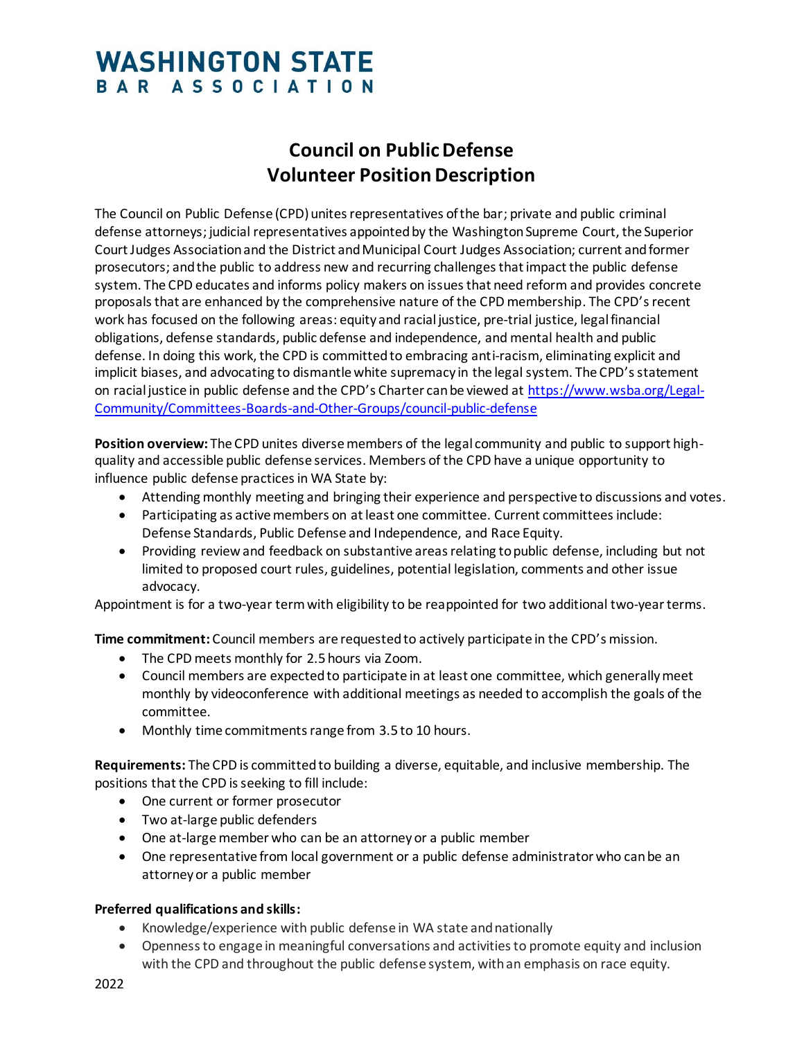# WASHINGTON STATE BAR ASSOCIATION

## Council on Public Defense
## Volunteer Position Description

The Council on Public Defense (CPD) unites representatives of the bar; private and public criminal defense attorneys; judicial representatives appointed by the Washington Supreme Court, the Superior Court Judges Association and the District and Municipal Court Judges Association; current and former prosecutors; and the public to address new and recurring challenges that impact the public defense system. The CPD educates and informs policy makers on issues that need reform and provides concrete proposals that are enhanced by the comprehensive nature of the CPD membership. The CPD's recent work has focused on the following areas: equity and racial justice, pre-trial justice, legal financial obligations, defense standards, public defense and independence, and mental health and public defense. In doing this work, the CPD is committed to embracing anti-racism, eliminating explicit and implicit biases, and advocating to dismantle white supremacy in the legal system. The CPD's statement on racial justice in public defense and the CPD's Charter can be viewed at [https://www.wsba.org/Legal-Community/Committees-Boards-and-Other-Groups/council-public-defense](https://www.wsba.org/Legal-Community/Committees-Boards-and-Other-Groups/council-public-defense)

**Position overview:** The CPD unites diverse members of the legal community and public to support high-quality and accessible public defense services. Members of the CPD have a unique opportunity to influence public defense practices in WA State by:

- Attending monthly meeting and bringing their experience and perspective to discussions and votes.
- Participating as active members on at least one committee. Current committees include: Defense Standards, Public Defense and Independence, and Race Equity.
- Providing review and feedback on substantive areas relating to public defense, including but not limited to proposed court rules, guidelines, potential legislation, comments and other issue advocacy.

Appointment is for a two-year term with eligibility to be reappointed for two additional two-year terms.

**Time commitment:** Council members are requested to actively participate in the CPD's mission.

- The CPD meets monthly for 2.5 hours via Zoom.
- Council members are expected to participate in at least one committee, which generally meet monthly by videoconference with additional meetings as needed to accomplish the goals of the committee.
- Monthly time commitments range from 3.5 to 10 hours.

**Requirements:** The CPD is committed to building a diverse, equitable, and inclusive membership. The positions that the CPD is seeking to fill include:

- One current or former prosecutor
- Two at-large public defenders
- One at-large member who can be an attorney or a public member
- One representative from local government or a public defense administrator who can be an attorney or a public member

**Preferred qualifications and skills:**

- Knowledge/experience with public defense in WA state and nationally
- Openness to engage in meaningful conversations and activities to promote equity and inclusion with the CPD and throughout the public defense system, with an emphasis on race equity.

2022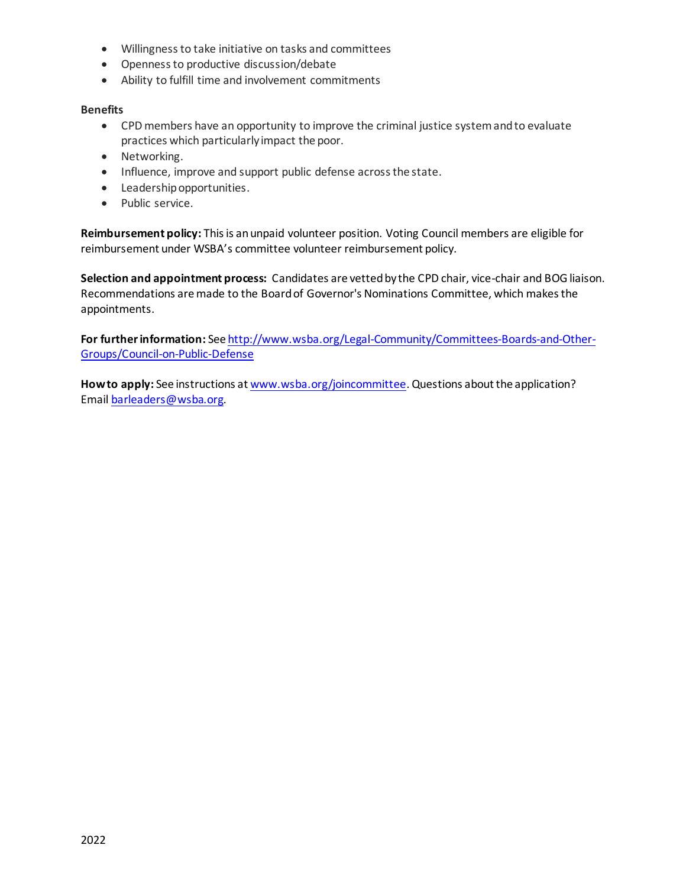- Willingness to take initiative on tasks and committees
- Openness to productive discussion/debate
- Ability to fulfill time and involvement commitments

**Benefits**

- CPD members have an opportunity to improve the criminal justice system and to evaluate practices which particularly impact the poor.
- Networking.
- Influence, improve and support public defense across the state.
- Leadership opportunities.
- Public service.

**Reimbursement policy:** This is an unpaid volunteer position. Voting Council members are eligible for reimbursement under WSBA's committee volunteer reimbursement policy.

**Selection and appointment process:** Candidates are vetted by the CPD chair, vice-chair and BOG liaison. Recommendations are made to the Board of Governor's Nominations Committee, which makes the appointments.

**For further information:** See http://www.wsba.org/Legal-Community/Committees-Boards-and-Other-Groups/Council-on-Public-Defense

**How to apply:** See instructions at www.wsba.org/joincommittee. Questions about the application? Email barleaders@wsba.org.

2022